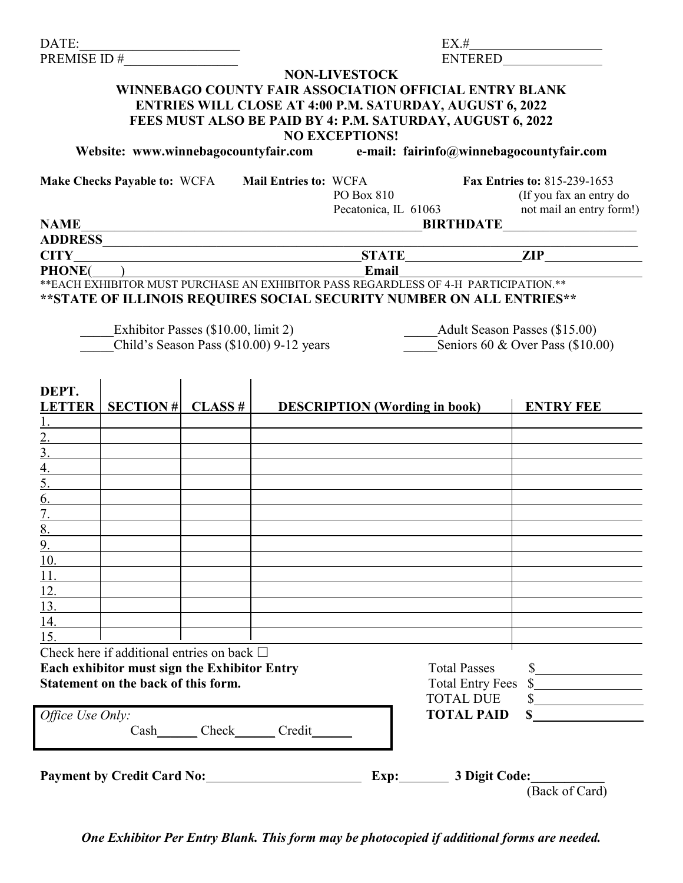DATE:________________________ EX.#____________________

PREMISE ID #_________________ ENTERED_______________

**NON-LIVESTOCK**

**WINNEBAGO COUNTY FAIR ASSOCIATION OFFICIAL ENTRY BLANK**

**ENTRIES WILL CLOSE AT 4:00 P.M. SATURDAY, AUGUST 6, 2022**

**FEES MUST ALSO BE PAID BY 4: P.M. SATURDAY, AUGUST 6, 2022**

**NO EXCEPTIONS!**

**Website: www.winnebagocountyfair.com e-mail: fairinfo@winnebagocountyfair.com**

**Make Checks Payable to:** WCFA

**Mail Entries to:** WCFA
PO Box 810
Pecatonica, IL 61063

**Fax Entries to:** 815-239-1653
(If you fax an entry do not mail an entry form!)

**NAME**______________________________________________ **BIRTHDATE**____________________

**ADDRESS**________________________________________________________________________

**CITY**____________________________________ **STATE**________________ **ZIP**______________

**PHONE**(____)____________________________________ **Email**______________________________

**EACH EXHIBITOR MUST PURCHASE AN EXHIBITOR PASS REGARDLESS OF 4-H PARTICIPATION.**

**\*\*STATE OF ILLINOIS REQUIRES SOCIAL SECURITY NUMBER ON ALL ENTRIES\*\***

_____Exhibitor Passes ($10.00, limit 2)

_____Child's Season Pass ($10.00) 9-12 years

_____Adult Season Passes ($15.00)

_____Seniors 60 & Over Pass ($10.00)

| DEPT. LETTER | SECTION # | CLASS # | DESCRIPTION (Wording in book) | ENTRY FEE |
|---|---|---|---|---|
| 1. | | | | |
| 2. | | | | |
| 3. | | | | |
| 4. | | | | |
| 5. | | | | |
| 6. | | | | |
| 7. | | | | |
| 8. | | | | |
| 9. | | | | |
| 10. | | | | |
| 11. | | | | |
| 12. | | | | |
| 13. | | | | |
| 14. | | | | |
| 15. | | | | |

Check here if additional entries on back ☐

**Each exhibitor must sign the Exhibitor Entry Statement on the back of this form.**

Total Passes $________________

Total Entry Fees $________________

TOTAL DUE $________________

**TOTAL PAID $________________**

*Office Use Only:*
Cash______ Check______ Credit______

**Payment by Credit Card No:**_______________________ **Exp:**_______ **3 Digit Code:**___________
(Back of Card)

***One Exhibitor Per Entry Blank. This form may be photocopied if additional forms are needed.***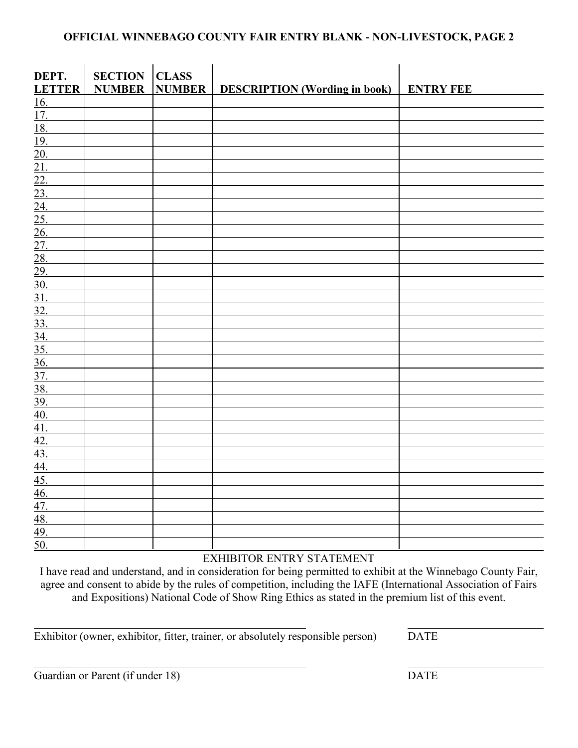**OFFICIAL WINNEBAGO COUNTY FAIR ENTRY BLANK - NON-LIVESTOCK, PAGE 2**

| DEPT. LETTER | SECTION NUMBER | CLASS NUMBER | DESCRIPTION (Wording in book) | ENTRY FEE |
|---|---|---|---|---|
| 16. | | | | |
| 17. | | | | |
| 18. | | | | |
| 19. | | | | |
| 20. | | | | |
| 21. | | | | |
| 22. | | | | |
| 23. | | | | |
| 24. | | | | |
| 25. | | | | |
| 26. | | | | |
| 27. | | | | |
| 28. | | | | |
| 29. | | | | |
| 30. | | | | |
| 31. | | | | |
| 32. | | | | |
| 33. | | | | |
| 34. | | | | |
| 35. | | | | |
| 36. | | | | |
| 37. | | | | |
| 38. | | | | |
| 39. | | | | |
| 40. | | | | |
| 41. | | | | |
| 42. | | | | |
| 43. | | | | |
| 44. | | | | |
| 45. | | | | |
| 46. | | | | |
| 47. | | | | |
| 48. | | | | |
| 49. | | | | |
| 50. | | | | |

EXHIBITOR ENTRY STATEMENT

I have read and understand, and in consideration for being permitted to exhibit at the Winnebago County Fair, agree and consent to abide by the rules of competition, including the IAFE (International Association of Fairs and Expositions) National Code of Show Ring Ethics as stated in the premium list of this event.

_______________________________________________ ________________________

Exhibitor (owner, exhibitor, fitter, trainer, or absolutely responsible person) DATE

_______________________________________________ ________________________

Guardian or Parent (if under 18) DATE